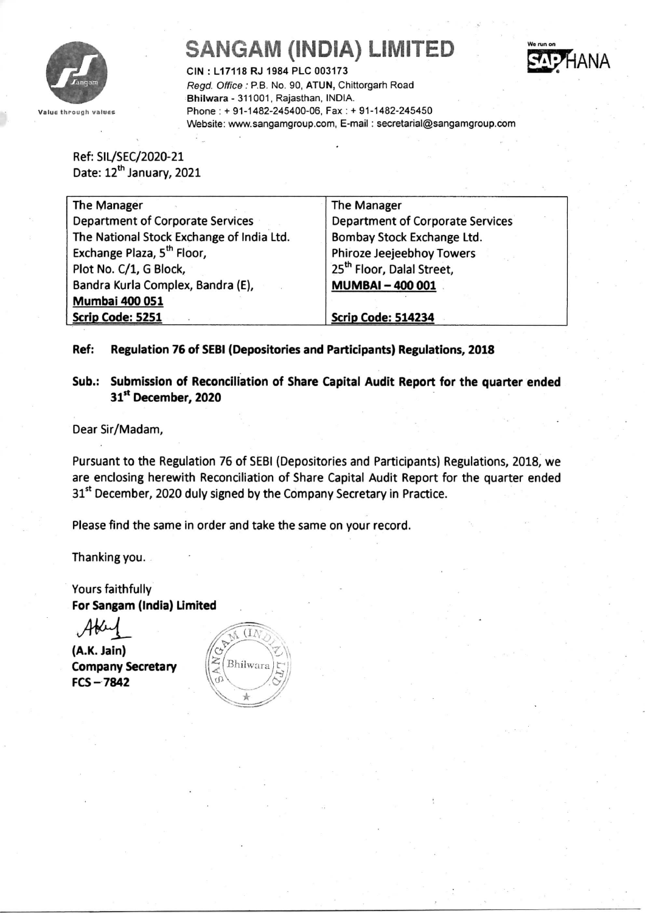# SANGAM (INDIA) LIMITED

CIN : L17118 RJ 1984 PLC 003173
*Regd. Office* : P.B. No. 90, **ATUN**, Chittorgarh Road
**Bhilwara** - 311001, Rajasthan, INDIA.
Phone : + 91-1482-245400-06, Fax : + 91-1482-245450
Website: www.sangamgroup.com, E-mail : secretarial@sangamgroup.com

Value through values

We run on SAP HANA

Ref: SIL/SEC/2020-21
Date: 12th January, 2021

| The Manager<br>Department of Corporate Services<br>The National Stock Exchange of India Ltd.<br>Exchange Plaza, 5th Floor,<br>Plot No. C/1, G Block,<br>Bandra Kurla Complex, Bandra (E),<br>**Mumbai 400 051**<br>**Scrip Code: 5251** | The Manager<br>Department of Corporate Services<br>Bombay Stock Exchange Ltd.<br>Phiroze Jeejeebhoy Towers<br>25th Floor, Dalal Street,<br>**MUMBAI – 400 001**<br><br>**Scrip Code: 514234** |
|---|---|

**Ref: Regulation 76 of SEBI (Depositories and Participants) Regulations, 2018**

**Sub.: Submission of Reconciliation of Share Capital Audit Report for the quarter ended 31st December, 2020**

Dear Sir/Madam,

Pursuant to the Regulation 76 of SEBI (Depositories and Participants) Regulations, 2018, we are enclosing herewith Reconciliation of Share Capital Audit Report for the quarter ended 31st December, 2020 duly signed by the Company Secretary in Practice.

Please find the same in order and take the same on your record.

Thanking you.

Yours faithfully
**For Sangam (India) Limited**

**(A.K. Jain)**
**Company Secretary**
**FCS – 7842**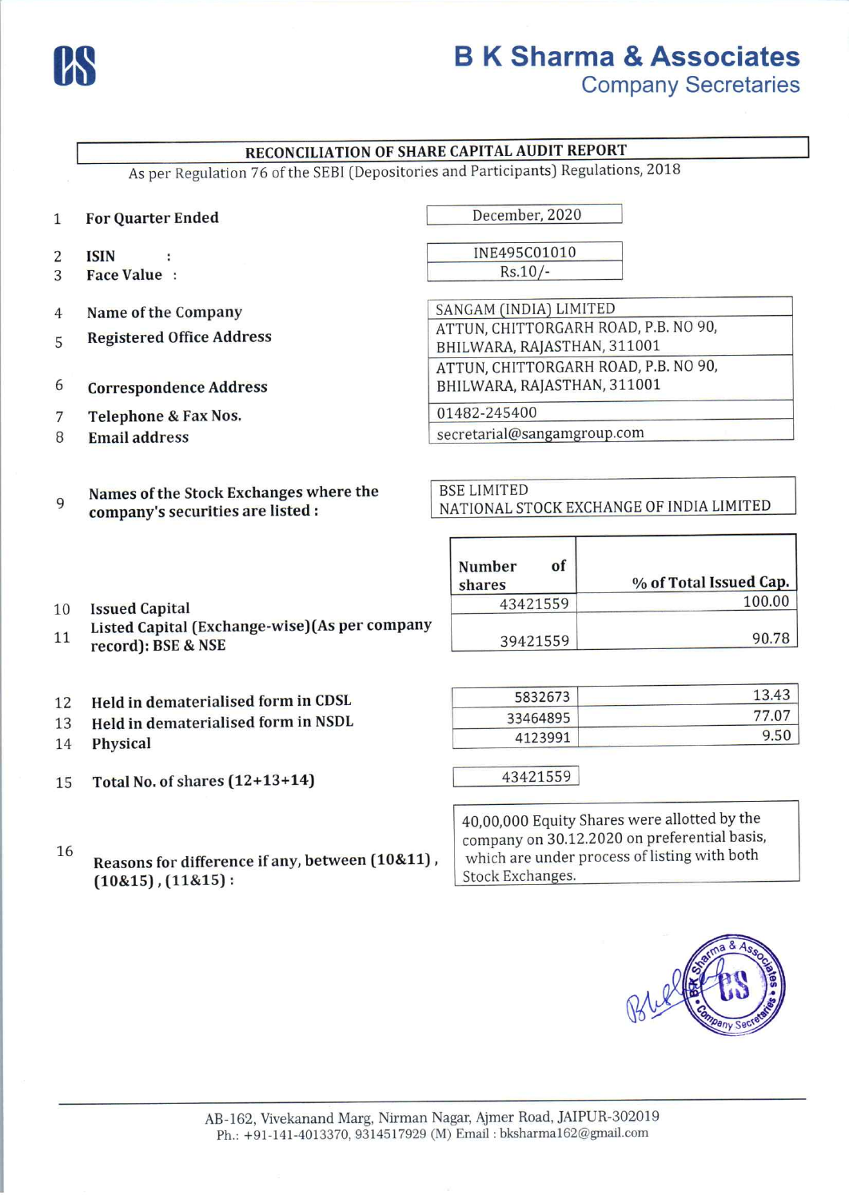# B K Sharma & Associates
## Company Secretaries

### RECONCILIATION OF SHARE CAPITAL AUDIT REPORT

As per Regulation 76 of the SEBI (Depositories and Participants) Regulations, 2018

| No. | Particulars | Details |
|---|---|---|
| 1 | **For Quarter Ended** | December, 2020 |
| 2 | **ISIN** : | INE495C01010 |
| 3 | **Face Value** : | Rs.10/- |
| 4 | **Name of the Company** | SANGAM (INDIA) LIMITED |
| 5 | **Registered Office Address** | ATTUN, CHITTORGARH ROAD, P.B. NO 90, BHILWARA, RAJASTHAN, 311001 |
| 6 | **Correspondence Address** | ATTUN, CHITTORGARH ROAD, P.B. NO 90, BHILWARA, RAJASTHAN, 311001 |
| 7 | **Telephone & Fax Nos.** | 01482-245400 |
| 8 | **Email address** | secretarial@sangamgroup.com |
| 9 | **Names of the Stock Exchanges where the company's securities are listed :** | BSE LIMITED<br>NATIONAL STOCK EXCHANGE OF INDIA LIMITED |

| No. | Particulars | Number of shares | % of Total Issued Cap. |
|---|---|---|---|
| 10 | **Issued Capital** | 43421559 | 100.00 |
| 11 | **Listed Capital (Exchange-wise)(As per company record): BSE & NSE** | 39421559 | 90.78 |
| 12 | **Held in dematerialised form in CDSL** | 5832673 | 13.43 |
| 13 | **Held in dematerialised form in NSDL** | 33464895 | 77.07 |
| 14 | **Physical** | 4123991 | 9.50 |
| 15 | **Total No. of shares (12+13+14)** | 43421559 | |

| No. | Particulars | Details |
|---|---|---|
| 16 | **Reasons for difference if any, between (10&11), (10&15), (11&15) :** | 40,00,000 Equity Shares were allotted by the company on 30.12.2020 on preferential basis, which are under process of listing with both Stock Exchanges. |

AB-162, Vivekanand Marg, Nirman Nagar, Ajmer Road, JAIPUR-302019
Ph.: +91-141-4013370, 9314517929 (M) Email : bksharma162@gmail.com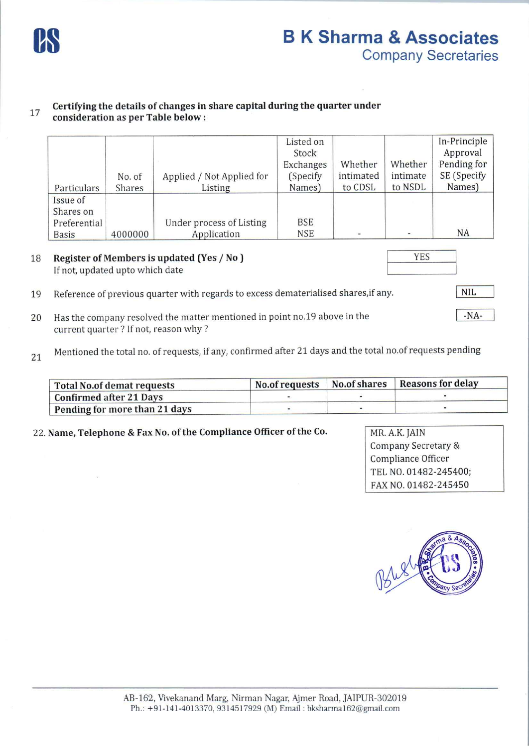**B K Sharma & Associates**
Company Secretaries

17 **Certifying the details of changes in share capital during the quarter under consideration as per Table below :**

| Particulars | No. of Shares | Applied / Not Applied for Listing | Listed on Stock Exchanges (Specify Names) | Whether intimated to CDSL | Whether intimate to NSDL | In-Principle Approval Pending for SE (Specify Names) |
|---|---|---|---|---|---|---|
| Issue of Shares on Preferential Basis | 4000000 | Under process of Listing Application | BSE NSE | - | - | NA |

18 **Register of Members is updated (Yes / No )** — YES
If not, updated upto which date

19 Reference of previous quarter with regards to excess dematerialised shares,if any. — NIL

20 Has the company resolved the matter mentioned in point no.19 above in the current quarter ? If not, reason why ? — -NA-

21 Mentioned the total no. of requests, if any, confirmed after 21 days and the total no.of requests pending

| Total No.of demat requests | No.of requests | No.of shares | Reasons for delay |
|---|---|---|---|
| Confirmed after 21 Days | - | - | - |
| Pending for more than 21 days | - | - | - |

22. **Name, Telephone & Fax No. of the Compliance Officer of the Co.**

MR. A.K. JAIN
Company Secretary & Compliance Officer
TEL NO. 01482-245400;
FAX NO. 01482-245450

AB-162, Vivekanand Marg, Nirman Nagar, Ajmer Road, JAIPUR-302019
Ph.: +91-141-4013370, 9314517929 (M) Email : bksharma162@gmail.com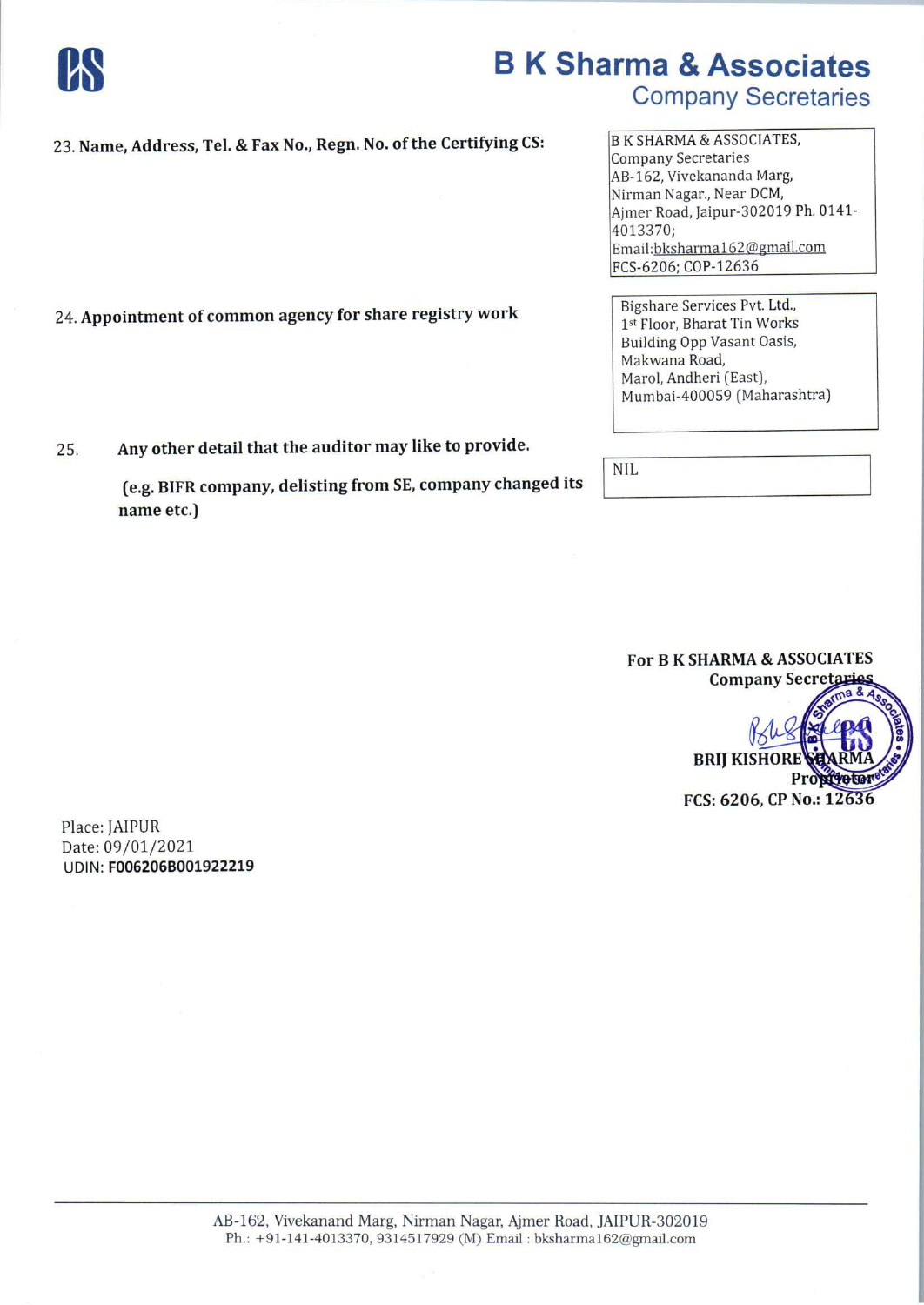# B K Sharma & Associates
## Company Secretaries

| | |
|---|---|
| 23. **Name, Address, Tel. & Fax No., Regn. No. of the Certifying CS:** | B K SHARMA & ASSOCIATES, Company Secretaries AB-162, Vivekananda Marg, Nirman Nagar., Near DCM, Ajmer Road, Jaipur-302019 Ph. 0141-4013370; Email:bksharma162@gmail.com FCS-6206; COP-12636 |
| 24. **Appointment of common agency for share registry work** | Bigshare Services Pvt. Ltd., 1st Floor, Bharat Tin Works Building Opp Vasant Oasis, Makwana Road, Marol, Andheri (East), Mumbai-400059 (Maharashtra) |
| 25. **Any other detail that the auditor may like to provide.** **(e.g. BIFR company, delisting from SE, company changed its name etc.)** | NIL |

**For B K SHARMA & ASSOCIATES**
**Company Secretaries**

**BRIJ KISHORE SHARMA**
**Proprietor**
**FCS: 6206, CP No.: 12636**

Place: JAIPUR
Date: 09/01/2021
UDIN: **F006206B001922219**

AB-162, Vivekanand Marg, Nirman Nagar, Ajmer Road, JAIPUR-302019
Ph.: +91-141-4013370, 9314517929 (M) Email : bksharma162@gmail.com